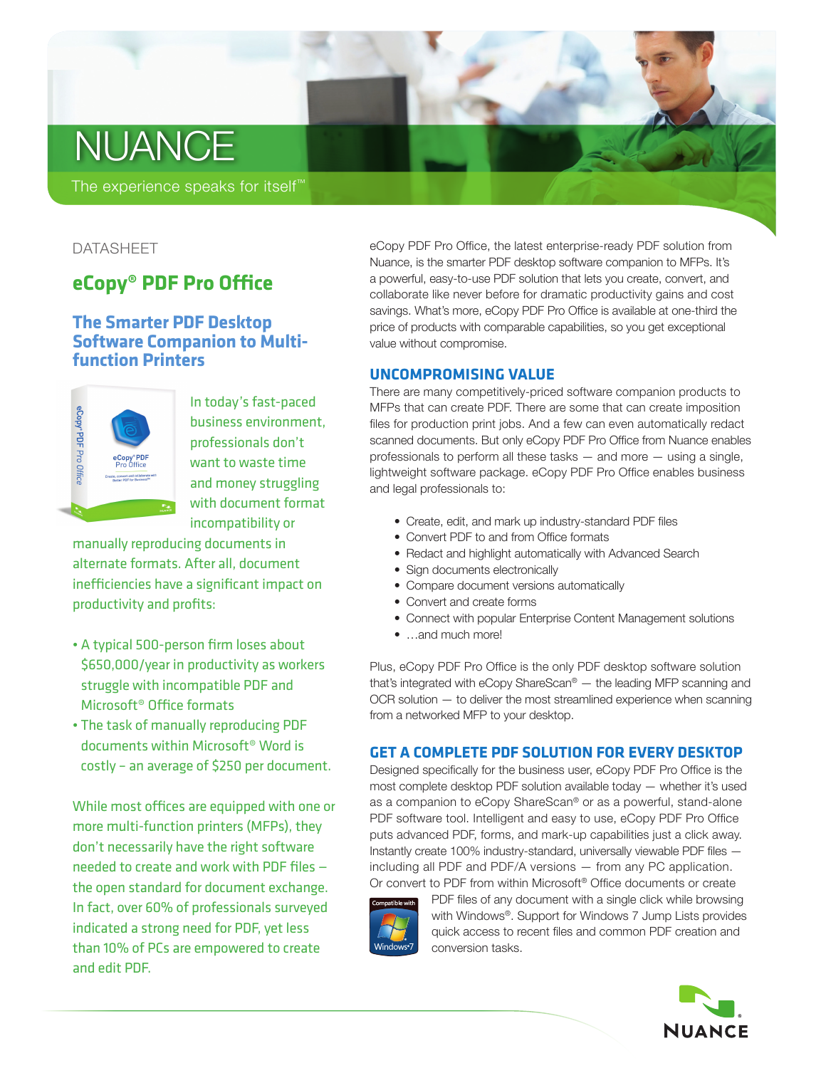NUANCE

The experience speaks for itself™

DATASHEET

# eCopy® PDF Pro Office

## The Smarter PDF Desktop Software Companion to Multi-function Printers

In today's fast-paced business environment, professionals don't want to waste time and money struggling with document format incompatibility or manually reproducing documents in alternate formats. After all, document inefficiencies have a significant impact on productivity and profits:

- A typical 500-person firm loses about $650,000/year in productivity as workers struggle with incompatible PDF and Microsoft® Office formats
- The task of manually reproducing PDF documents within Microsoft® Word is costly – an average of $250 per document.

While most offices are equipped with one or more multi-function printers (MFPs), they don't necessarily have the right software needed to create and work with PDF files – the open standard for document exchange. In fact, over 60% of professionals surveyed indicated a strong need for PDF, yet less than 10% of PCs are empowered to create and edit PDF.

eCopy PDF Pro Office, the latest enterprise-ready PDF solution from Nuance, is the smarter PDF desktop software companion to MFPs. It's a powerful, easy-to-use PDF solution that lets you create, convert, and collaborate like never before for dramatic productivity gains and cost savings. What's more, eCopy PDF Pro Office is available at one-third the price of products with comparable capabilities, so you get exceptional value without compromise.

### UNCOMPROMISING VALUE

There are many competitively-priced software companion products to MFPs that can create PDF. There are some that can create imposition files for production print jobs. And a few can even automatically redact scanned documents. But only eCopy PDF Pro Office from Nuance enables professionals to perform all these tasks — and more — using a single, lightweight software package. eCopy PDF Pro Office enables business and legal professionals to:

- Create, edit, and mark up industry-standard PDF files
- Convert PDF to and from Office formats
- Redact and highlight automatically with Advanced Search
- Sign documents electronically
- Compare document versions automatically
- Convert and create forms
- Connect with popular Enterprise Content Management solutions
- …and much more!

Plus, eCopy PDF Pro Office is the only PDF desktop software solution that's integrated with eCopy ShareScan® — the leading MFP scanning and OCR solution — to deliver the most streamlined experience when scanning from a networked MFP to your desktop.

### GET A COMPLETE PDF SOLUTION FOR EVERY DESKTOP

Designed specifically for the business user, eCopy PDF Pro Office is the most complete desktop PDF solution available today — whether it's used as a companion to eCopy ShareScan® or as a powerful, stand-alone PDF software tool. Intelligent and easy to use, eCopy PDF Pro Office puts advanced PDF, forms, and mark-up capabilities just a click away. Instantly create 100% industry-standard, universally viewable PDF files — including all PDF and PDF/A versions — from any PC application. Or convert to PDF from within Microsoft® Office documents or create PDF files of any document with a single click while browsing with Windows®. Support for Windows 7 Jump Lists provides quick access to recent files and common PDF creation and conversion tasks.

Compatible with Windows 7

NUANCE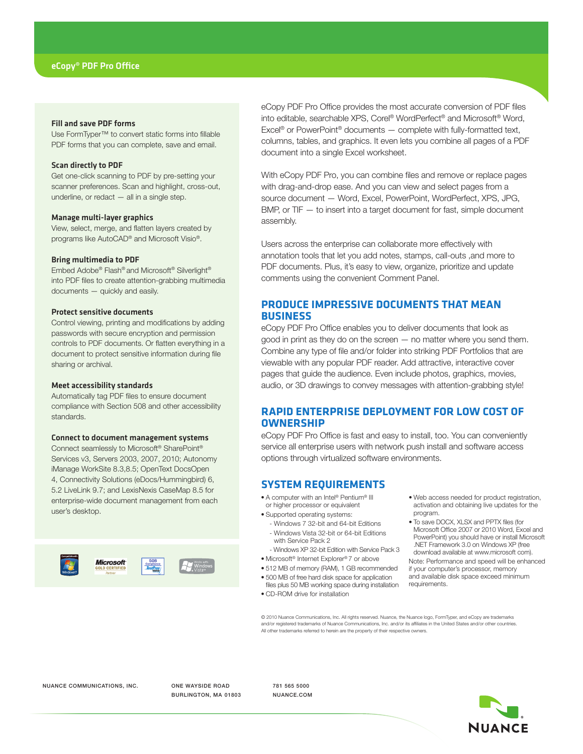eCopy® PDF Pro Office

**Fill and save PDF forms**
Use FormTyper™ to convert static forms into fillable PDF forms that you can complete, save and email.

**Scan directly to PDF**
Get one-click scanning to PDF by pre-setting your scanner preferences. Scan and highlight, cross-out, underline, or redact — all in a single step.

**Manage multi-layer graphics**
View, select, merge, and flatten layers created by programs like AutoCAD® and Microsoft Visio®.

**Bring multimedia to PDF**
Embed Adobe® Flash® and Microsoft® Silverlight® into PDF files to create attention-grabbing multimedia documents — quickly and easily.

**Protect sensitive documents**
Control viewing, printing and modifications by adding passwords with secure encryption and permission controls to PDF documents. Or flatten everything in a document to protect sensitive information during file sharing or archival.

**Meet accessibility standards**
Automatically tag PDF files to ensure document compliance with Section 508 and other accessibility standards.

**Connect to document management systems**
Connect seamlessly to Microsoft® SharePoint® Services v3, Servers 2003, 2007, 2010; Autonomy iManage WorkSite 8.3,8.5; OpenText DocsOpen 4, Connectivity Solutions (eDocs/Hummingbird) 6, 5.2 LiveLink 9.7; and LexisNexis CaseMap 8.5 for enterprise-wide document management from each user's desktop.

eCopy PDF Pro Office provides the most accurate conversion of PDF files into editable, searchable XPS, Corel® WordPerfect® and Microsoft® Word, Excel® or PowerPoint® documents — complete with fully-formatted text, columns, tables, and graphics. It even lets you combine all pages of a PDF document into a single Excel worksheet.

With eCopy PDF Pro, you can combine files and remove or replace pages with drag-and-drop ease. And you can view and select pages from a source document — Word, Excel, PowerPoint, WordPerfect, XPS, JPG, BMP, or TIF — to insert into a target document for fast, simple document assembly.

Users across the enterprise can collaborate more effectively with annotation tools that let you add notes, stamps, call-outs ,and more to PDF documents. Plus, it's easy to view, organize, prioritize and update comments using the convenient Comment Panel.

## PRODUCE IMPRESSIVE DOCUMENTS THAT MEAN BUSINESS

eCopy PDF Pro Office enables you to deliver documents that look as good in print as they do on the screen — no matter where you send them. Combine any type of file and/or folder into striking PDF Portfolios that are viewable with any popular PDF reader. Add attractive, interactive cover pages that guide the audience. Even include photos, graphics, movies, audio, or 3D drawings to convey messages with attention-grabbing style!

## RAPID ENTERPRISE DEPLOYMENT FOR LOW COST OF OWNERSHIP

eCopy PDF Pro Office is fast and easy to install, too. You can conveniently service all enterprise users with network push install and software access options through virtualized software environments.

## SYSTEM REQUIREMENTS

- A computer with an Intel® Pentium® III or higher processor or equivalent
- Supported operating systems:
  - Windows 7 32-bit and 64-bit Editions
  - Windows Vista 32-bit or 64-bit Editions with Service Pack 2
  - Windows XP 32-bit Edition with Service Pack 3
- Microsoft® Internet Explorer® 7 or above
- 512 MB of memory (RAM), 1 GB recommended
- 500 MB of free hard disk space for application files plus 50 MB working space during installation
- CD-ROM drive for installation
- Web access needed for product registration, activation and obtaining live updates for the program.
- To save DOCX, XLSX and PPTX files (for Microsoft Office 2007 or 2010 Word, Excel and PowerPoint) you should have or install Microsoft .NET Framework 3.0 on Windows XP (free download available at www.microsoft com).

Note: Performance and speed will be enhanced if your computer's processor, memory and available disk space exceed minimum requirements.

© 2010 Nuance Communications, Inc. All rights reserved. Nuance, the Nuance logo, FormTyper, and eCopy are trademarks and/or registered trademarks of Nuance Communications, Inc. and/or its affiliates in the United States and/or other countries. All other trademarks referred to herein are the property of their respective owners.

NUANCE COMMUNICATIONS, INC.
ONE WAYSIDE ROAD
BURLINGTON, MA 01803
781 565 5000
NUANCE.COM